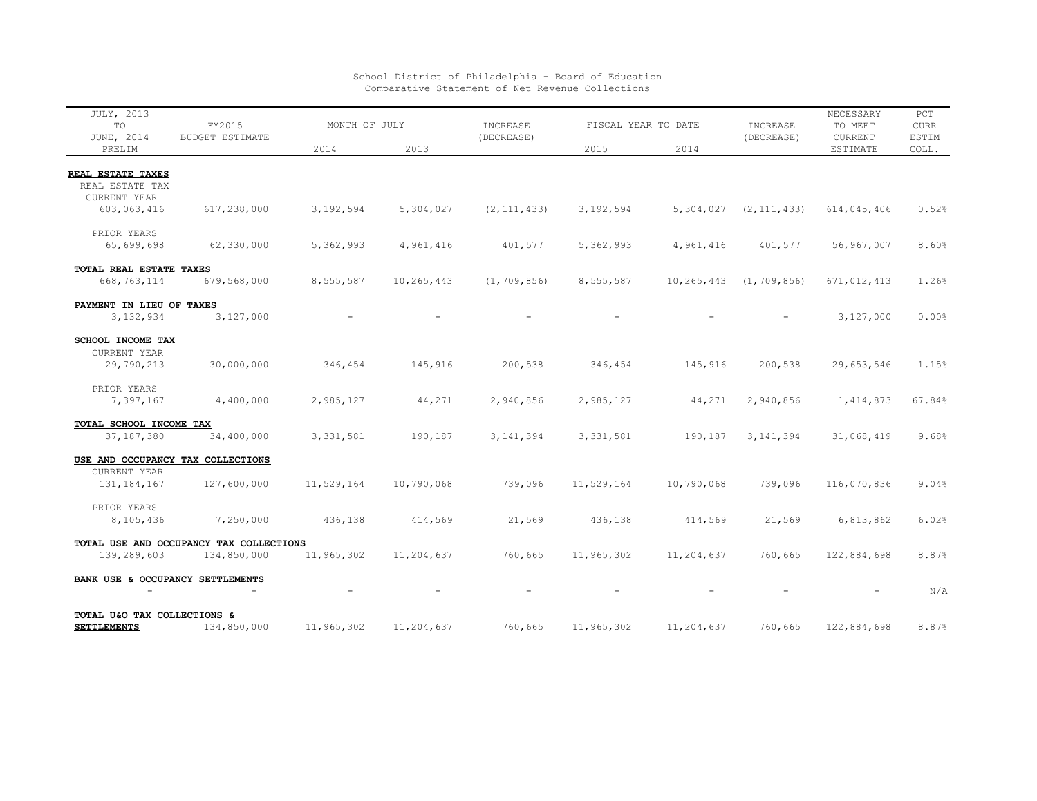School District of Philadelphia - Board of Education
Comparative Statement of Net Revenue Collections

| JULY, 2013 TO JUNE, 2014 PRELIM | FY2015 BUDGET ESTIMATE | MONTH OF JULY 2014 | MONTH OF JULY 2013 | INCREASE (DECREASE) | FISCAL YEAR TO DATE 2015 | FISCAL YEAR TO DATE 2014 | INCREASE (DECREASE) | NECESSARY TO MEET CURRENT ESTIMATE | PCT CURR ESTIM COLL. |
|---|---|---|---|---|---|---|---|---|---|
| **REAL ESTATE TAXES** | | | | | | | | | |
| REAL ESTATE TAX | | | | | | | | | |
| CURRENT YEAR | | | | | | | | | |
| 603,063,416 | 617,238,000 | 3,192,594 | 5,304,027 | (2,111,433) | 3,192,594 | 5,304,027 | (2,111,433) | 614,045,406 | 0.52% |
| PRIOR YEARS | | | | | | | | | |
| 65,699,698 | 62,330,000 | 5,362,993 | 4,961,416 | 401,577 | 5,362,993 | 4,961,416 | 401,577 | 56,967,007 | 8.60% |
| **TOTAL REAL ESTATE TAXES** | | | | | | | | | |
| 668,763,114 | 679,568,000 | 8,555,587 | 10,265,443 | (1,709,856) | 8,555,587 | 10,265,443 | (1,709,856) | 671,012,413 | 1.26% |
| **PAYMENT IN LIEU OF TAXES** | | | | | | | | | |
| 3,132,934 | 3,127,000 | - | - | - | - | - | - | 3,127,000 | 0.00% |
| **SCHOOL INCOME TAX** | | | | | | | | | |
| CURRENT YEAR | | | | | | | | | |
| 29,790,213 | 30,000,000 | 346,454 | 145,916 | 200,538 | 346,454 | 145,916 | 200,538 | 29,653,546 | 1.15% |
| PRIOR YEARS | | | | | | | | | |
| 7,397,167 | 4,400,000 | 2,985,127 | 44,271 | 2,940,856 | 2,985,127 | 44,271 | 2,940,856 | 1,414,873 | 67.84% |
| **TOTAL SCHOOL INCOME TAX** | | | | | | | | | |
| 37,187,380 | 34,400,000 | 3,331,581 | 190,187 | 3,141,394 | 3,331,581 | 190,187 | 3,141,394 | 31,068,419 | 9.68% |
| **USE AND OCCUPANCY TAX COLLECTIONS** | | | | | | | | | |
| CURRENT YEAR | | | | | | | | | |
| 131,184,167 | 127,600,000 | 11,529,164 | 10,790,068 | 739,096 | 11,529,164 | 10,790,068 | 739,096 | 116,070,836 | 9.04% |
| PRIOR YEARS | | | | | | | | | |
| 8,105,436 | 7,250,000 | 436,138 | 414,569 | 21,569 | 436,138 | 414,569 | 21,569 | 6,813,862 | 6.02% |
| **TOTAL USE AND OCCUPANCY TAX COLLECTIONS** | | | | | | | | | |
| 139,289,603 | 134,850,000 | 11,965,302 | 11,204,637 | 760,665 | 11,965,302 | 11,204,637 | 760,665 | 122,884,698 | 8.87% |
| **BANK USE & OCCUPANCY SETTLEMENTS** | | | | | | | | | |
| - | - | - | - | - | - | - | - | - | N/A |
| **TOTAL U&O TAX COLLECTIONS & SETTLEMENTS** | 134,850,000 | 11,965,302 | 11,204,637 | 760,665 | 11,965,302 | 11,204,637 | 760,665 | 122,884,698 | 8.87% |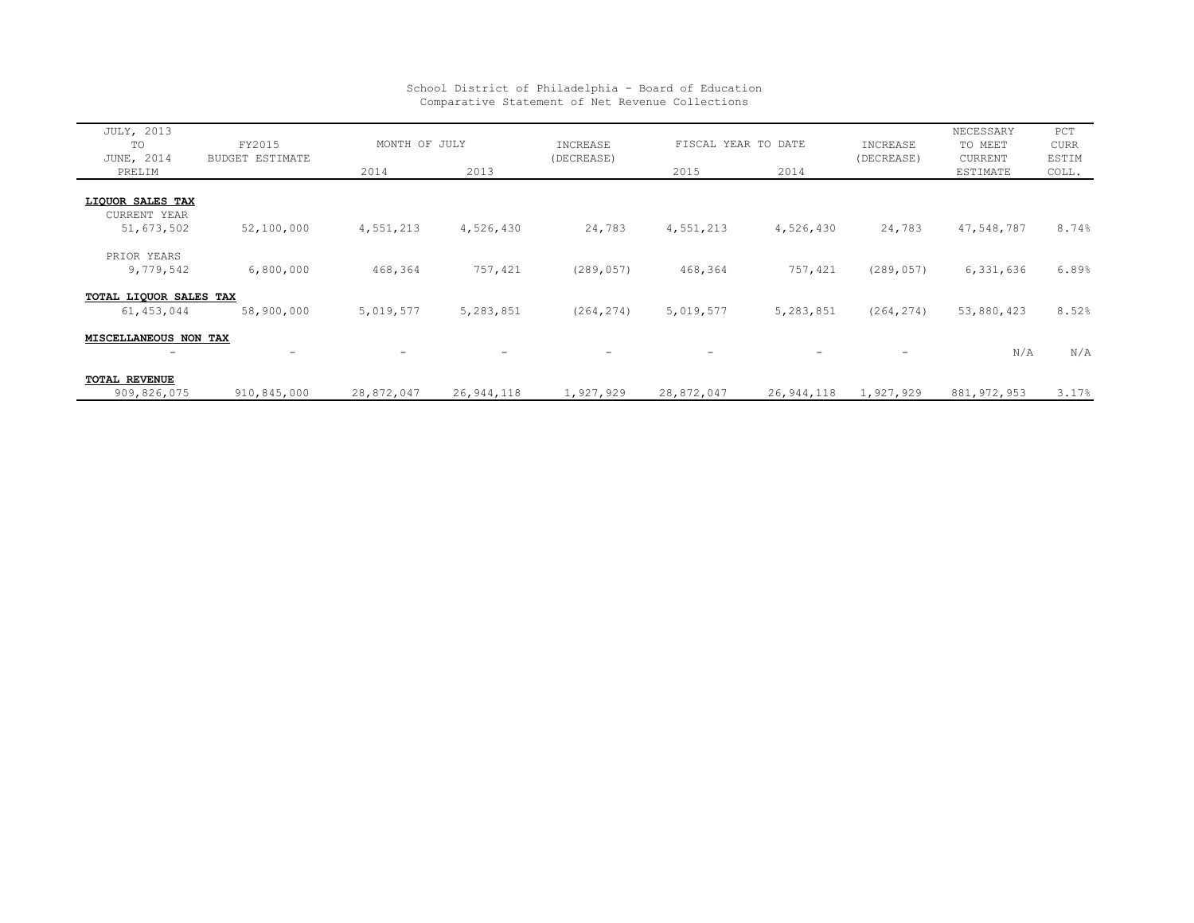School District of Philadelphia - Board of Education
Comparative Statement of Net Revenue Collections

| JULY, 2013 TO JUNE, 2014 PRELIM | FY2015 BUDGET ESTIMATE | MONTH OF JULY 2014 | MONTH OF JULY 2013 | INCREASE (DECREASE) | FISCAL YEAR TO DATE 2015 | FISCAL YEAR TO DATE 2014 | INCREASE (DECREASE) | NECESSARY TO MEET CURRENT ESTIMATE | PCT CURR ESTIM COLL. |
|---|---|---|---|---|---|---|---|---|---|
| **LIQUOR SALES TAX** | | | | | | | | | |
| CURRENT YEAR | | | | | | | | | |
| 51,673,502 | 52,100,000 | 4,551,213 | 4,526,430 | 24,783 | 4,551,213 | 4,526,430 | 24,783 | 47,548,787 | 8.74% |
| PRIOR YEARS | | | | | | | | | |
| 9,779,542 | 6,800,000 | 468,364 | 757,421 | (289,057) | 468,364 | 757,421 | (289,057) | 6,331,636 | 6.89% |
| **TOTAL LIQUOR SALES TAX** | | | | | | | | | |
| 61,453,044 | 58,900,000 | 5,019,577 | 5,283,851 | (264,274) | 5,019,577 | 5,283,851 | (264,274) | 53,880,423 | 8.52% |
| **MISCELLANEOUS NON TAX** | | | | | | | | | |
| - | - | - | - | - | - | - | - | N/A | N/A |
| **TOTAL REVENUE** | | | | | | | | | |
| 909,826,075 | 910,845,000 | 28,872,047 | 26,944,118 | 1,927,929 | 28,872,047 | 26,944,118 | 1,927,929 | 881,972,953 | 3.17% |